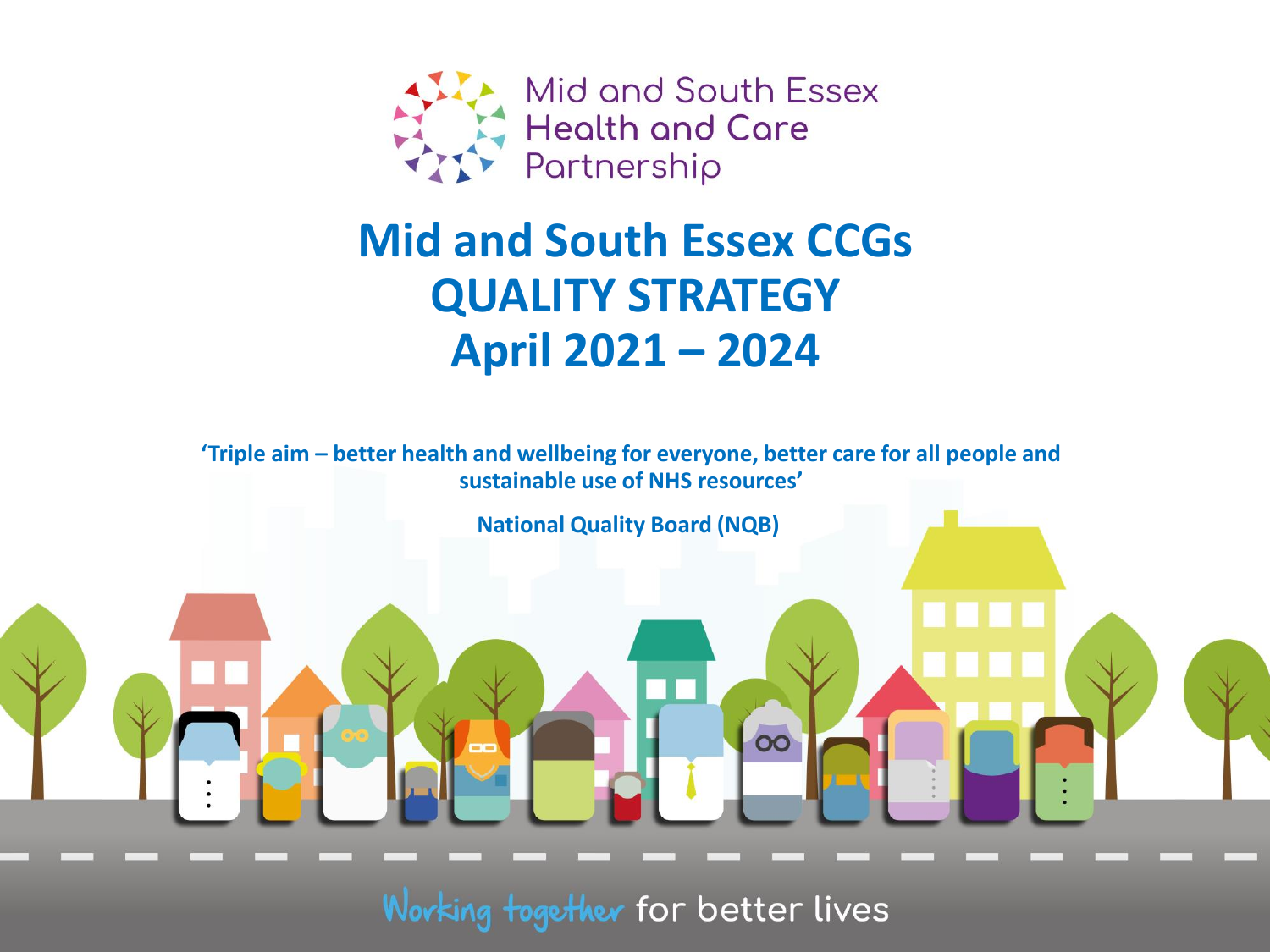Mid and South Essex Health and Care Partnership

# Mid and South Essex CCGs QUALITY STRATEGY April 2021 – 2024

**'Triple aim – better health and wellbeing for everyone, better care for all people and sustainable use of NHS resources'**

**National Quality Board (NQB)**

Working together for better lives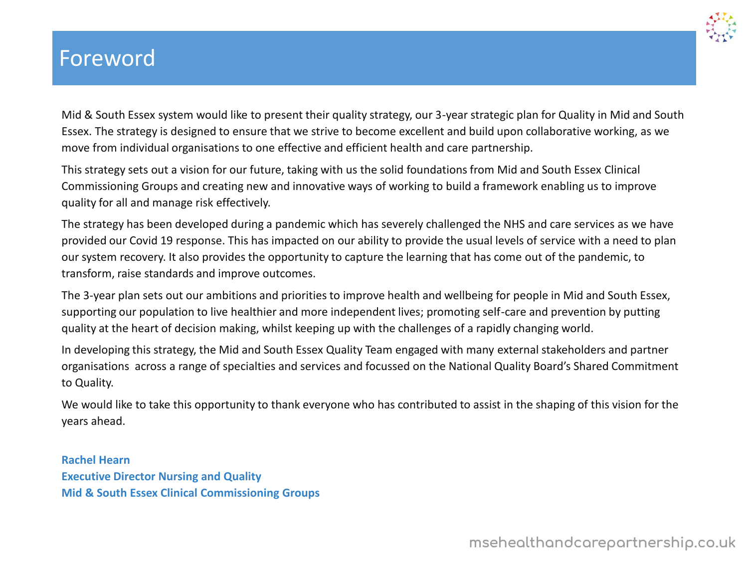# Foreword

Mid & South Essex system would like to present their quality strategy, our 3-year strategic plan for Quality in Mid and South Essex. The strategy is designed to ensure that we strive to become excellent and build upon collaborative working, as we move from individual organisations to one effective and efficient health and care partnership.

This strategy sets out a vision for our future, taking with us the solid foundations from Mid and South Essex Clinical Commissioning Groups and creating new and innovative ways of working to build a framework enabling us to improve quality for all and manage risk effectively.

The strategy has been developed during a pandemic which has severely challenged the NHS and care services as we have provided our Covid 19 response. This has impacted on our ability to provide the usual levels of service with a need to plan our system recovery. It also provides the opportunity to capture the learning that has come out of the pandemic, to transform, raise standards and improve outcomes.

The 3-year plan sets out our ambitions and priorities to improve health and wellbeing for people in Mid and South Essex, supporting our population to live healthier and more independent lives; promoting self-care and prevention by putting quality at the heart of decision making, whilst keeping up with the challenges of a rapidly changing world.

In developing this strategy, the Mid and South Essex Quality Team engaged with many external stakeholders and partner organisations across a range of specialties and services and focussed on the National Quality Board's Shared Commitment to Quality.

We would like to take this opportunity to thank everyone who has contributed to assist in the shaping of this vision for the years ahead.

**Rachel Hearn**
**Executive Director Nursing and Quality**
**Mid & South Essex Clinical Commissioning Groups**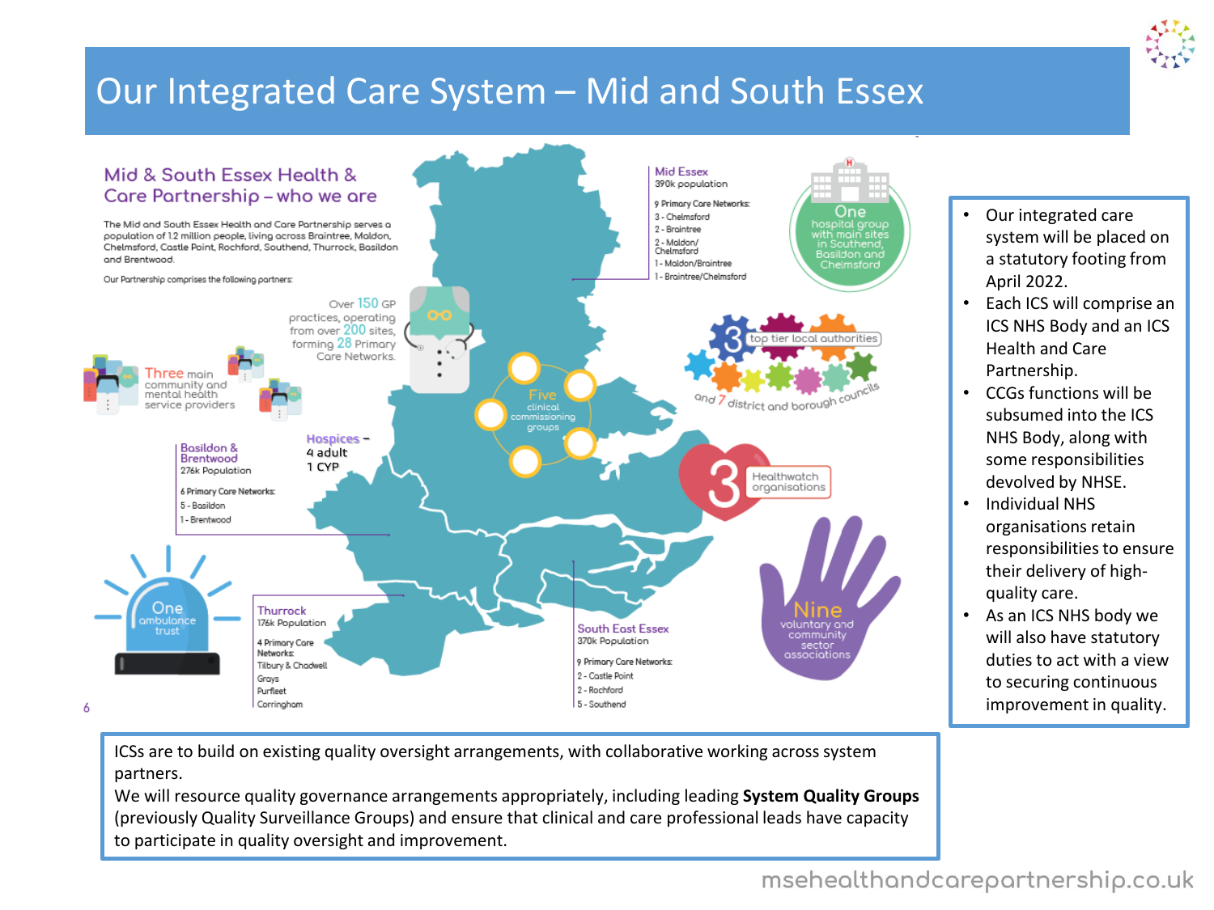# Our Integrated Care System – Mid and South Essex

## Mid & South Essex Health & Care Partnership – who we are

The Mid and South Essex Health and Care Partnership serves a population of 1.2 million people, living across Braintree, Maldon, Chelmsford, Castle Point, Rochford, Southend, Thurrock, Basildon and Brentwood.

Our Partnership comprises the following partners:

- Over 150 GP practices, operating from over 200 sites, forming 28 Primary Care Networks.
- Three main community and mental health service providers
- Five clinical commissioning groups
- Hospices – 4 adult, 1 CYP
- One hospital group with main sites in Southend, Basildon and Chelmsford
- 3 top tier local authorities and 7 district and borough councils
- 3 Healthwatch organisations
- One ambulance trust
- Nine voluntary and community sector associations

**Mid Essex**
390k population

9 Primary Care Networks:
- 3 - Chelmsford
- 2 - Braintree
- 2 - Maldon/Chelmsford
- 1 - Maldon/Braintree
- 1 - Braintree/Chelmsford

**Basildon & Brentwood**
276k Population

6 Primary Care Networks:
- 5 - Basildon
- 1 - Brentwood

**Thurrock**
176k Population

4 Primary Care Networks:
- Tilbury & Chadwell
- Grays
- Purfleet
- Corringham

**South East Essex**
370k Population

9 Primary Care Networks:
- 2 - Castle Point
- 2 - Rochford
- 5 - Southend

---

- Our integrated care system will be placed on a statutory footing from April 2022.
- Each ICS will comprise an ICS NHS Body and an ICS Health and Care Partnership.
- CCGs functions will be subsumed into the ICS NHS Body, along with some responsibilities devolved by NHSE.
- Individual NHS organisations retain responsibilities to ensure their delivery of high-quality care.
- As an ICS NHS body we will also have statutory duties to act with a view to securing continuous improvement in quality.

---

ICSs are to build on existing quality oversight arrangements, with collaborative working across system partners.
We will resource quality governance arrangements appropriately, including leading **System Quality Groups** (previously Quality Surveillance Groups) and ensure that clinical and care professional leads have capacity to participate in quality oversight and improvement.

msehealthandcarepartnership.co.uk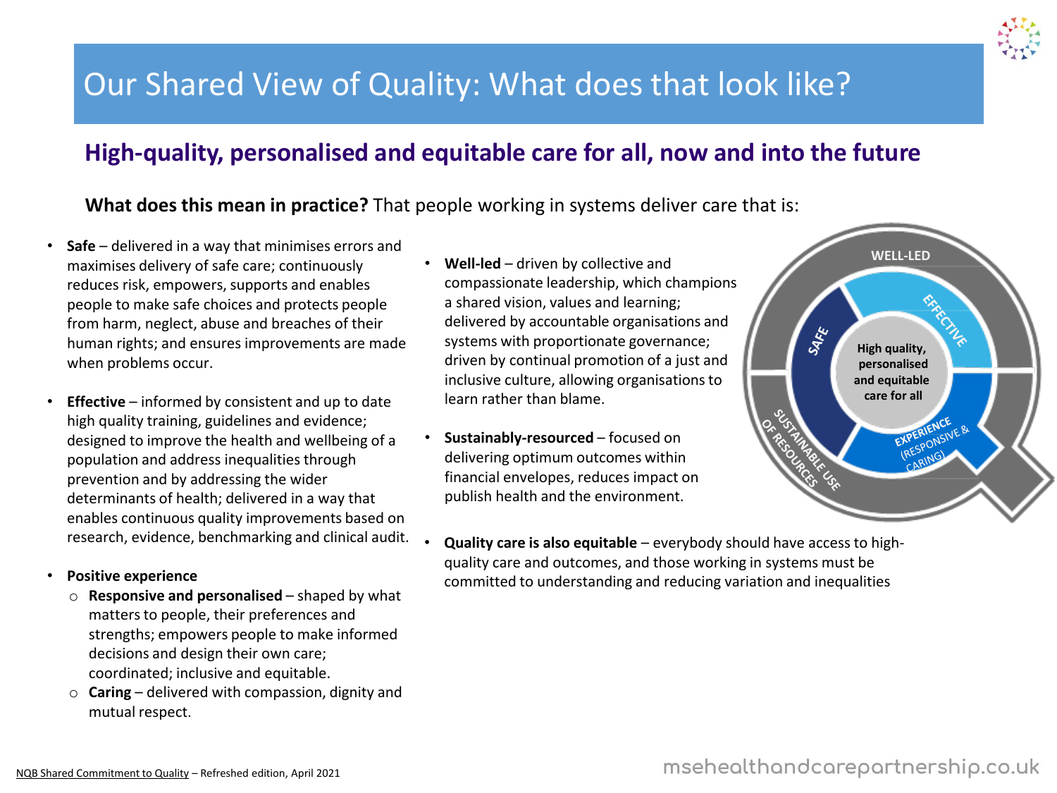# Our Shared View of Quality: What does that look like?

## High-quality, personalised and equitable care for all, now and into the future

**What does this mean in practice?** That people working in systems deliver care that is:

- **Safe** – delivered in a way that minimises errors and maximises delivery of safe care; continuously reduces risk, empowers, supports and enables people to make safe choices and protects people from harm, neglect, abuse and breaches of their human rights; and ensures improvements are made when problems occur.
- **Effective** – informed by consistent and up to date high quality training, guidelines and evidence; designed to improve the health and wellbeing of a population and address inequalities through prevention and by addressing the wider determinants of health; delivered in a way that enables continuous quality improvements based on research, evidence, benchmarking and clinical audit.
- **Positive experience**
  - **Responsive and personalised** – shaped by what matters to people, their preferences and strengths; empowers people to make informed decisions and design their own care; coordinated; inclusive and equitable.
  - **Caring** – delivered with compassion, dignity and mutual respect.
- **Well-led** – driven by collective and compassionate leadership, which champions a shared vision, values and learning; delivered by accountable organisations and systems with proportionate governance; driven by continual promotion of a just and inclusive culture, allowing organisations to learn rather than blame.
- **Sustainably-resourced** – focused on delivering optimum outcomes within financial envelopes, reduces impact on publish health and the environment.
- **Quality care is also equitable** – everybody should have access to high-quality care and outcomes, and those working in systems must be committed to understanding and reducing variation and inequalities

WELL-LED
SAFE
EFFECTIVE
High quality, personalised and equitable care for all
SUSTAINABLE USE OF RESOURCES
EXPERIENCE (RESPONSIVE & CARING)

NQB Shared Commitment to Quality – Refreshed edition, April 2021

msehealthandcarepartnership.co.uk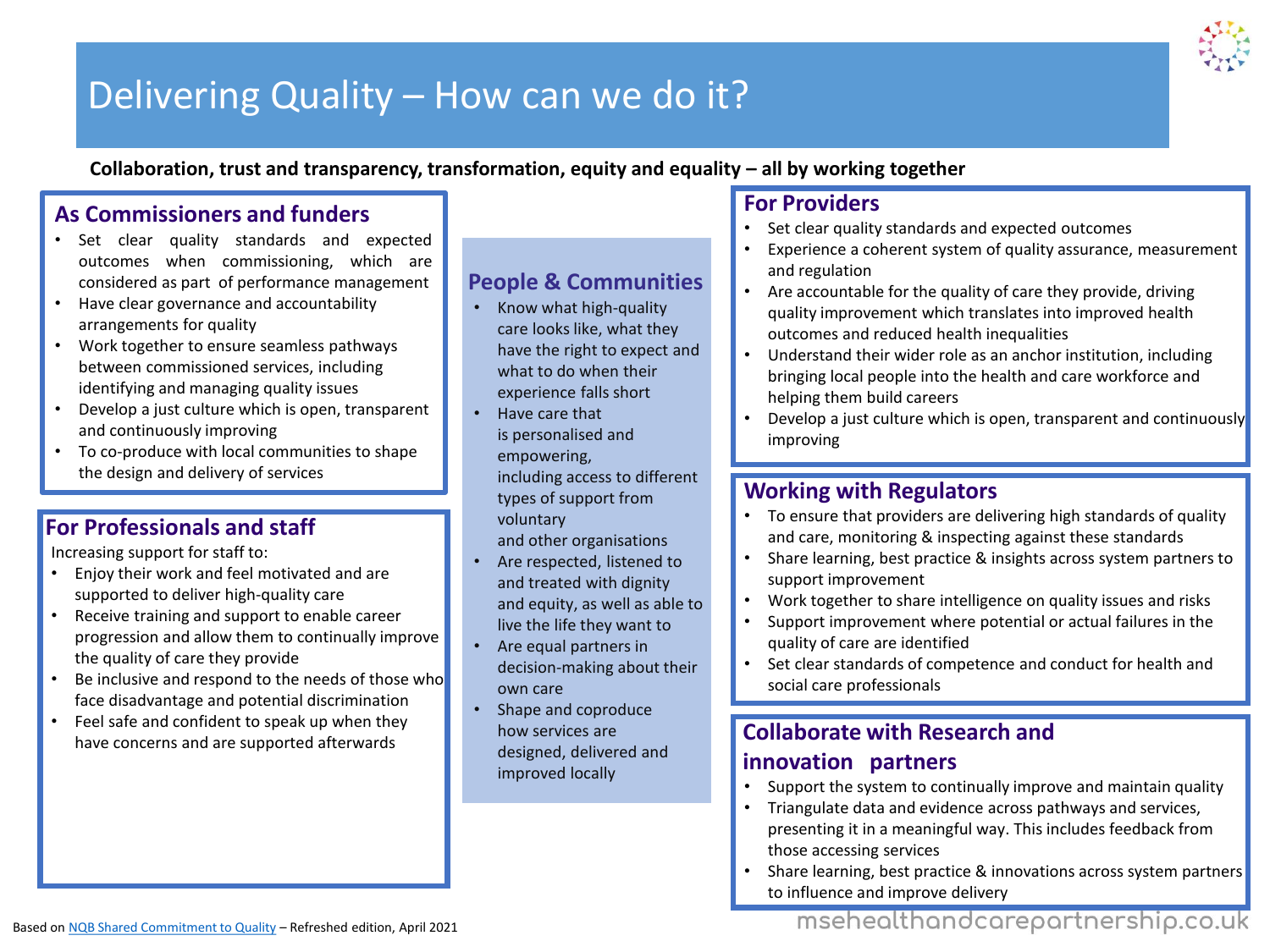# Delivering Quality – How can we do it?

**Collaboration, trust and transparency, transformation, equity and equality – all by working together**

## As Commissioners and funders

- Set clear quality standards and expected outcomes when commissioning, which are considered as part of performance management
- Have clear governance and accountability arrangements for quality
- Work together to ensure seamless pathways between commissioned services, including identifying and managing quality issues
- Develop a just culture which is open, transparent and continuously improving
- To co-produce with local communities to shape the design and delivery of services

## For Professionals and staff

Increasing support for staff to:

- Enjoy their work and feel motivated and are supported to deliver high-quality care
- Receive training and support to enable career progression and allow them to continually improve the quality of care they provide
- Be inclusive and respond to the needs of those who face disadvantage and potential discrimination
- Feel safe and confident to speak up when they have concerns and are supported afterwards

## People & Communities

- Know what high-quality care looks like, what they have the right to expect and what to do when their experience falls short
- Have care that is personalised and empowering, including access to different types of support from voluntary and other organisations
- Are respected, listened to and treated with dignity and equity, as well as able to live the life they want to
- Are equal partners in decision-making about their own care
- Shape and coproduce how services are designed, delivered and improved locally

## For Providers

- Set clear quality standards and expected outcomes
- Experience a coherent system of quality assurance, measurement and regulation
- Are accountable for the quality of care they provide, driving quality improvement which translates into improved health outcomes and reduced health inequalities
- Understand their wider role as an anchor institution, including bringing local people into the health and care workforce and helping them build careers
- Develop a just culture which is open, transparent and continuously improving

## Working with Regulators

- To ensure that providers are delivering high standards of quality and care, monitoring & inspecting against these standards
- Share learning, best practice & insights across system partners to support improvement
- Work together to share intelligence on quality issues and risks
- Support improvement where potential or actual failures in the quality of care are identified
- Set clear standards of competence and conduct for health and social care professionals

## Collaborate with Research and innovation partners

- Support the system to continually improve and maintain quality
- Triangulate data and evidence across pathways and services, presenting it in a meaningful way. This includes feedback from those accessing services
- Share learning, best practice & innovations across system partners to influence and improve delivery

Based on NQB Shared Commitment to Quality – Refreshed edition, April 2021

msehealthandcarepartnership.co.uk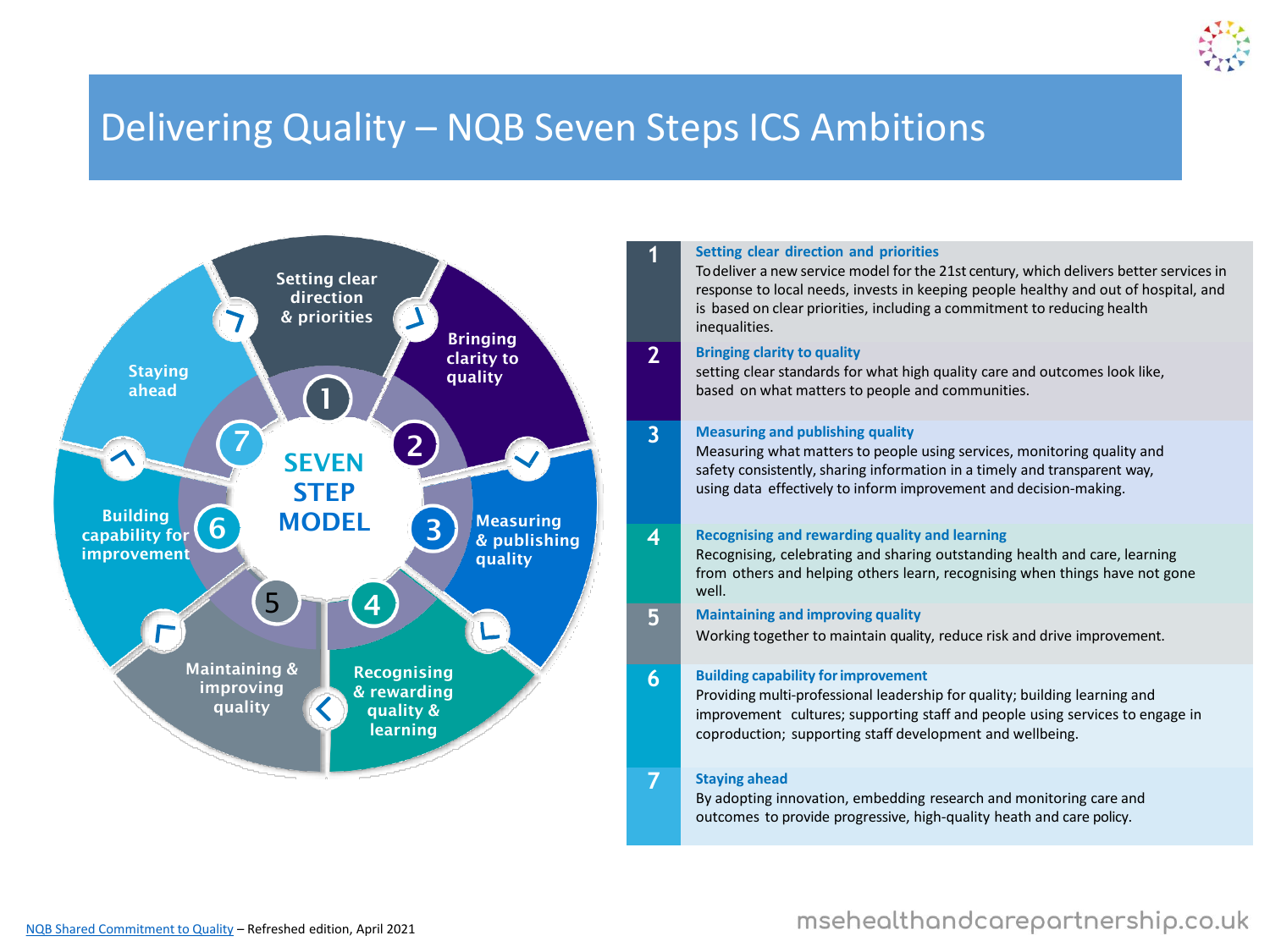# Delivering Quality – NQB Seven Steps ICS Ambitions

**SEVEN STEP MODEL**

1. Setting clear direction & priorities
2. Bringing clarity to quality
3. Measuring & publishing quality
4. Recognising & rewarding quality & learning
5. Maintaining & improving quality
6. Building capability for improvement
7. Staying ahead

| | |
|---|---|
| 1 | **Setting clear direction and priorities**<br>To deliver a new service model for the 21st century, which delivers better services in response to local needs, invests in keeping people healthy and out of hospital, and is based on clear priorities, including a commitment to reducing health inequalities. |
| 2 | **Bringing clarity to quality**<br>setting clear standards for what high quality care and outcomes look like, based on what matters to people and communities. |
| 3 | **Measuring and publishing quality**<br>Measuring what matters to people using services, monitoring quality and safety consistently, sharing information in a timely and transparent way, using data effectively to inform improvement and decision-making. |
| 4 | **Recognising and rewarding quality and learning**<br>Recognising, celebrating and sharing outstanding health and care, learning from others and helping others learn, recognising when things have not gone well. |
| 5 | **Maintaining and improving quality**<br>Working together to maintain quality, reduce risk and drive improvement. |
| 6 | **Building capability for improvement**<br>Providing multi-professional leadership for quality; building learning and improvement cultures; supporting staff and people using services to engage in coproduction; supporting staff development and wellbeing. |
| 7 | **Staying ahead**<br>By adopting innovation, embedding research and monitoring care and outcomes to provide progressive, high-quality heath and care policy. |

NQB Shared Commitment to Quality – Refreshed edition, April 2021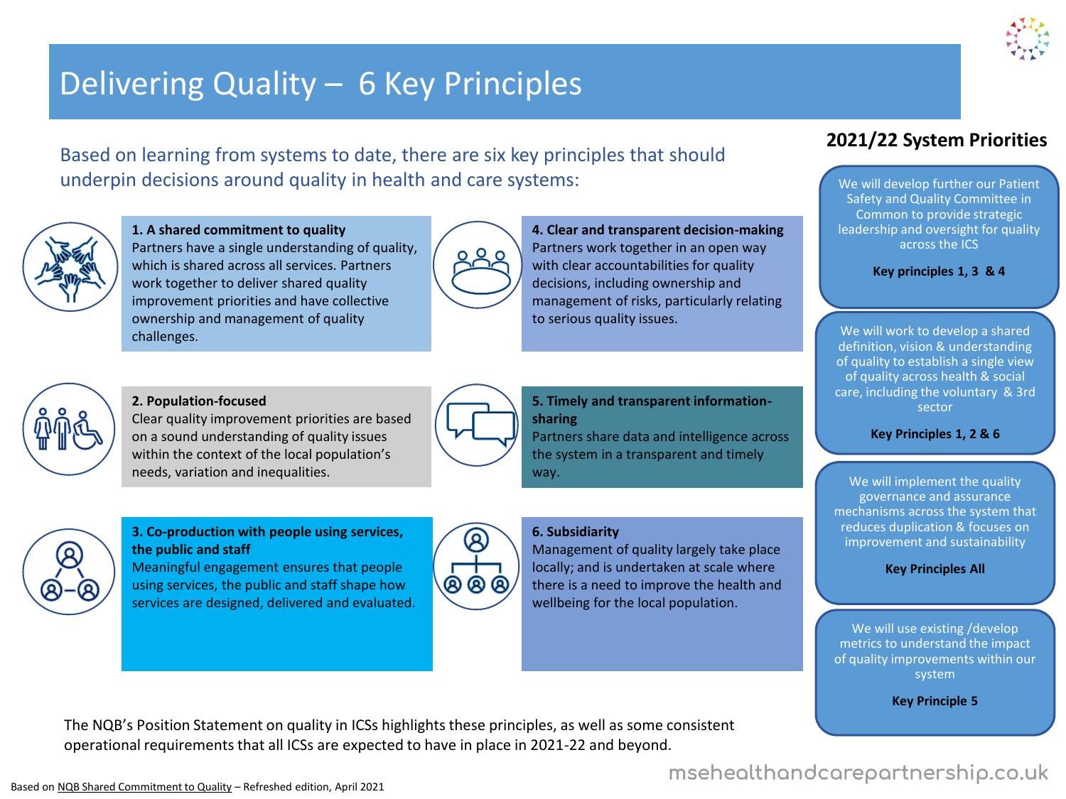# Delivering Quality – 6 Key Principles

Based on learning from systems to date, there are six key principles that should underpin decisions around quality in health and care systems:

**1. A shared commitment to quality**
Partners have a single understanding of quality, which is shared across all services. Partners work together to deliver shared quality improvement priorities and have collective ownership and management of quality challenges.

**2. Population-focused**
Clear quality improvement priorities are based on a sound understanding of quality issues within the context of the local population's needs, variation and inequalities.

**3. Co-production with people using services, the public and staff**
Meaningful engagement ensures that people using services, the public and staff shape how services are designed, delivered and evaluated.

**4. Clear and transparent decision-making**
Partners work together in an open way with clear accountabilities for quality decisions, including ownership and management of risks, particularly relating to serious quality issues.

**5. Timely and transparent information-sharing**
Partners share data and intelligence across the system in a transparent and timely way.

**6. Subsidiarity**
Management of quality largely take place locally; and is undertaken at scale where there is a need to improve the health and wellbeing for the local population.

The NQB's Position Statement on quality in ICSs highlights these principles, as well as some consistent operational requirements that all ICSs are expected to have in place in 2021-22 and beyond.

## 2021/22 System Priorities

We will develop further our Patient Safety and Quality Committee in Common to provide strategic leadership and oversight for quality across the ICS

**Key principles 1, 3 & 4**

We will work to develop a shared definition, vision & understanding of quality to establish a single view of quality across health & social care, including the voluntary & 3rd sector

**Key Principles 1, 2 & 6**

We will implement the quality governance and assurance mechanisms across the system that reduces duplication & focuses on improvement and sustainability

**Key Principles All**

We will use existing /develop metrics to understand the impact of quality improvements within our system

**Key Principle 5**

Based on NQB Shared Commitment to Quality – Refreshed edition, April 2021

msehealthandcarepartnership.co.uk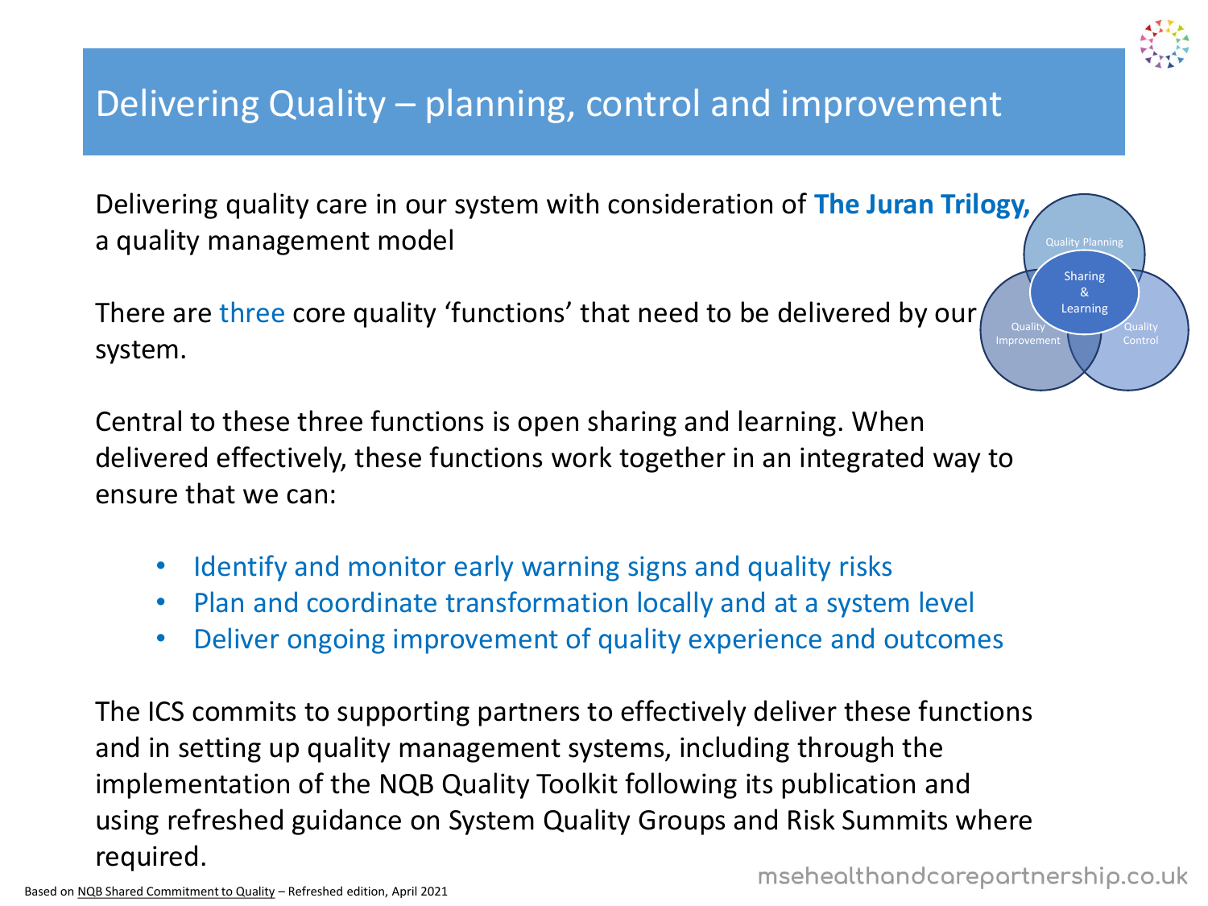# Delivering Quality – planning, control and improvement

Delivering quality care in our system with consideration of **The Juran Trilogy,** a quality management model

Quality Planning

Sharing & Learning

Quality Improvement

Quality Control

There are three core quality 'functions' that need to be delivered by our system.

Central to these three functions is open sharing and learning. When delivered effectively, these functions work together in an integrated way to ensure that we can:

- Identify and monitor early warning signs and quality risks
- Plan and coordinate transformation locally and at a system level
- Deliver ongoing improvement of quality experience and outcomes

The ICS commits to supporting partners to effectively deliver these functions and in setting up quality management systems, including through the implementation of the NQB Quality Toolkit following its publication and using refreshed guidance on System Quality Groups and Risk Summits where required.

Based on NQB Shared Commitment to Quality – Refreshed edition, April 2021

msehealthandcarepartnership.co.uk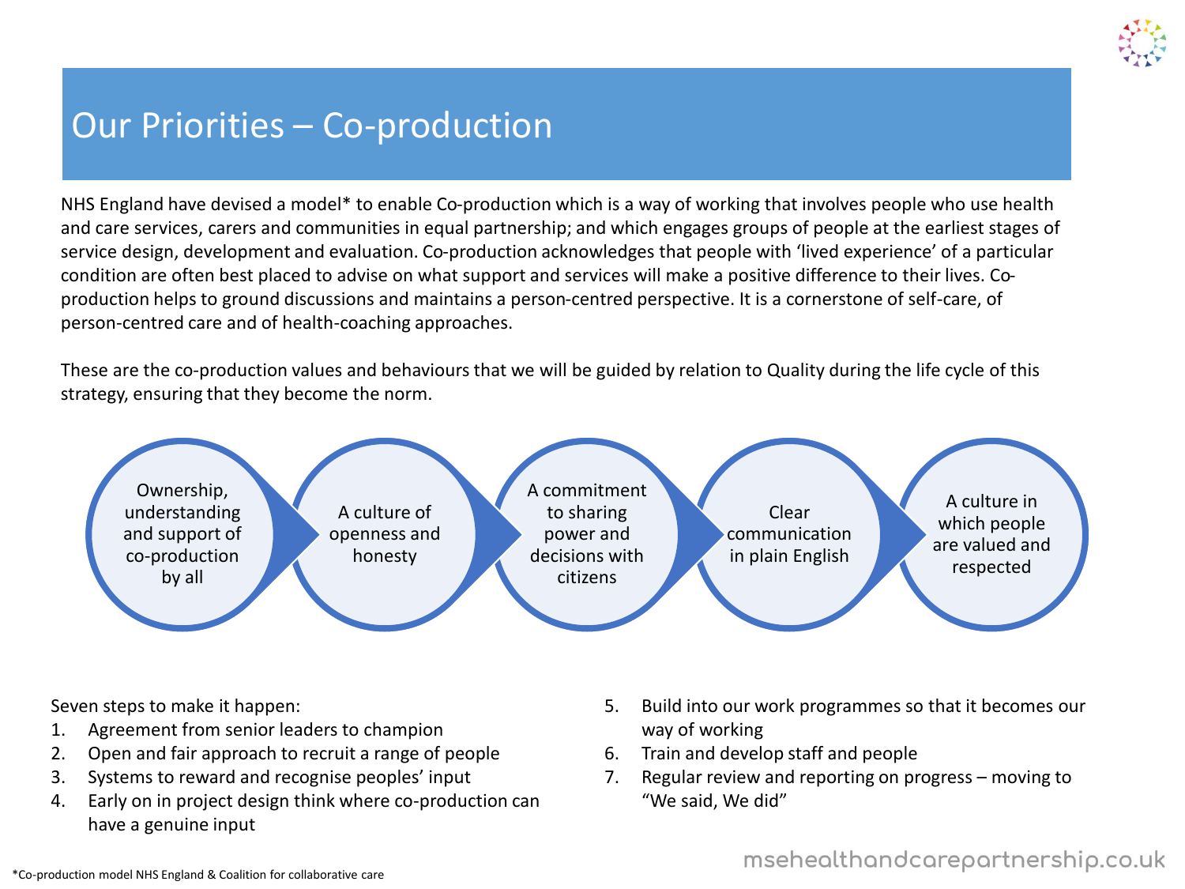# Our Priorities – Co-production

NHS England have devised a model* to enable Co-production which is a way of working that involves people who use health and care services, carers and communities in equal partnership; and which engages groups of people at the earliest stages of service design, development and evaluation. Co-production acknowledges that people with 'lived experience' of a particular condition are often best placed to advise on what support and services will make a positive difference to their lives. Co-production helps to ground discussions and maintains a person-centred perspective. It is a cornerstone of self-care, of person-centred care and of health-coaching approaches.

These are the co-production values and behaviours that we will be guided by relation to Quality during the life cycle of this strategy, ensuring that they become the norm.

- Ownership, understanding and support of co-production by all
- A culture of openness and honesty
- A commitment to sharing power and decisions with citizens
- Clear communication in plain English
- A culture in which people are valued and respected

Seven steps to make it happen:

1. Agreement from senior leaders to champion
2. Open and fair approach to recruit a range of people
3. Systems to reward and recognise peoples' input
4. Early on in project design think where co-production can have a genuine input
5. Build into our work programmes so that it becomes our way of working
6. Train and develop staff and people
7. Regular review and reporting on progress – moving to "We said, We did"

*Co-production model NHS England & Coalition for collaborative care

msehealthandcarepartnership.co.uk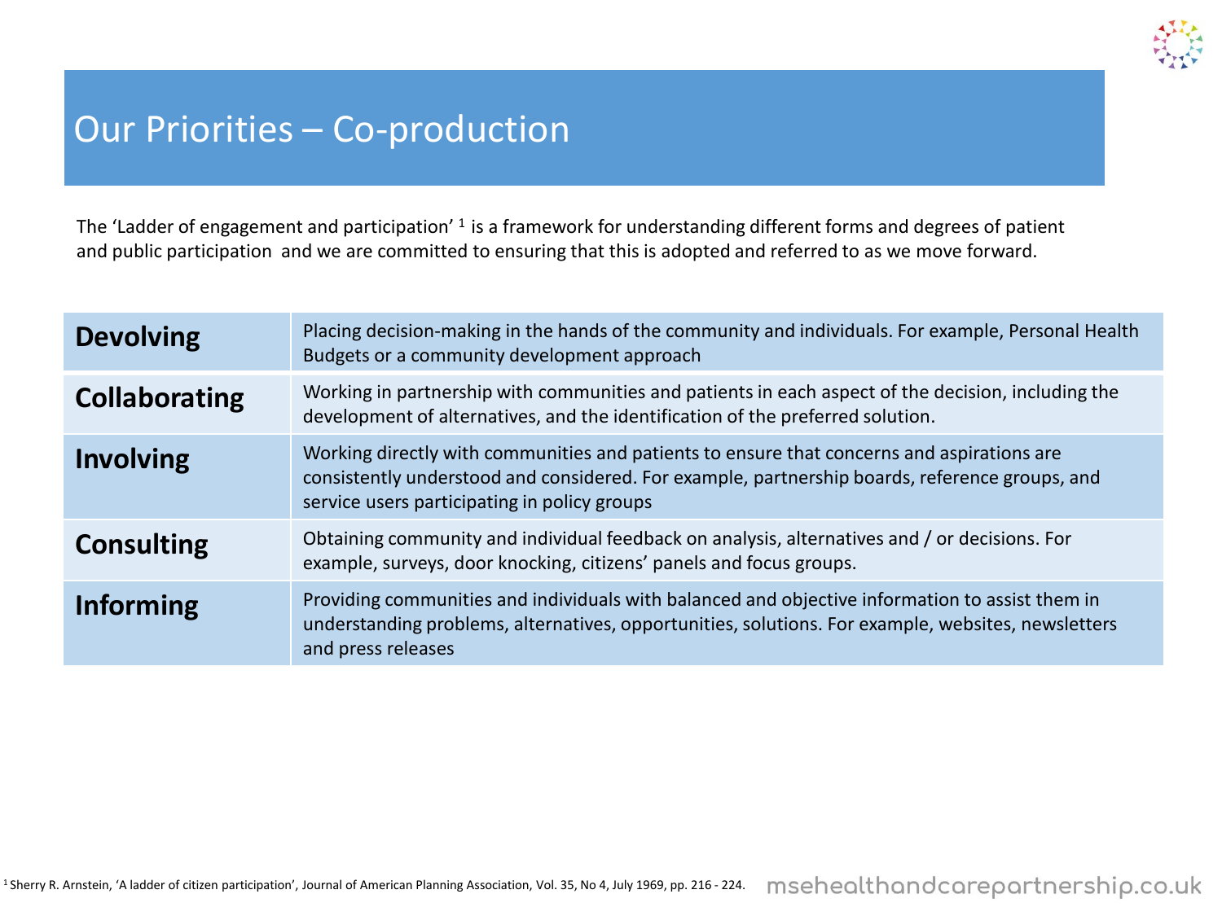# Our Priorities – Co-production

The 'Ladder of engagement and participation' [1] is a framework for understanding different forms and degrees of patient and public participation and we are committed to ensuring that this is adopted and referred to as we move forward.

| | |
|---|---|
| **Devolving** | Placing decision-making in the hands of the community and individuals. For example, Personal Health Budgets or a community development approach |
| **Collaborating** | Working in partnership with communities and patients in each aspect of the decision, including the development of alternatives, and the identification of the preferred solution. |
| **Involving** | Working directly with communities and patients to ensure that concerns and aspirations are consistently understood and considered. For example, partnership boards, reference groups, and service users participating in policy groups |
| **Consulting** | Obtaining community and individual feedback on analysis, alternatives and / or decisions. For example, surveys, door knocking, citizens' panels and focus groups. |
| **Informing** | Providing communities and individuals with balanced and objective information to assist them in understanding problems, alternatives, opportunities, solutions. For example, websites, newsletters and press releases |

[1] Sherry R. Arnstein, 'A ladder of citizen participation', Journal of American Planning Association, Vol. 35, No 4, July 1969, pp. 216 - 224.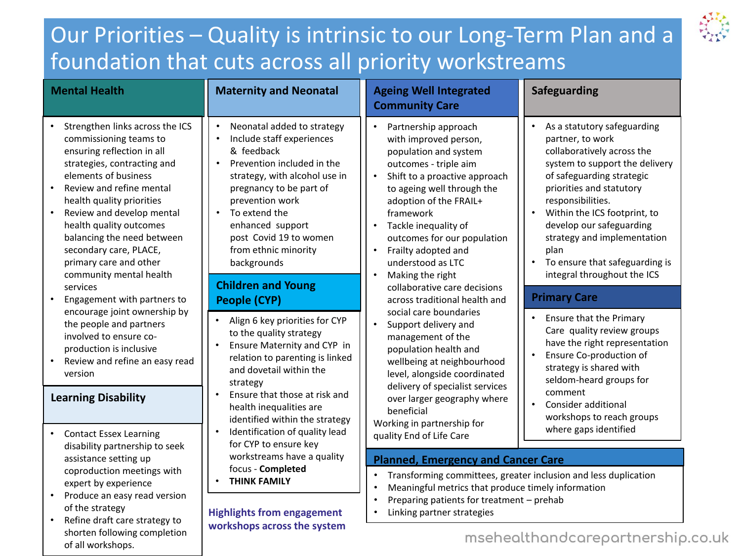# Our Priorities – Quality is intrinsic to our Long-Term Plan and a foundation that cuts across all priority workstreams

## Mental Health

- Strengthen links across the ICS commissioning teams to ensuring reflection in all strategies, contracting and elements of business
- Review and refine mental health quality priorities
- Review and develop mental health quality outcomes balancing the need between secondary care, PLACE, primary care and other community mental health services
- Engagement with partners to encourage joint ownership by the people and partners involved to ensure co-production is inclusive
- Review and refine an easy read version

## Learning Disability

- Contact Essex Learning disability partnership to seek assistance setting up coproduction meetings with expert by experience
- Produce an easy read version of the strategy
- Refine draft care strategy to shorten following completion of all workshops.

## Maternity and Neonatal

- Neonatal added to strategy
- Include staff experiences & feedback
- Prevention included in the strategy, with alcohol use in pregnancy to be part of prevention work
- To extend the enhanced support post Covid 19 to women from ethnic minority backgrounds

## Children and Young People (CYP)

- Align 6 key priorities for CYP to the quality strategy
- Ensure Maternity and CYP in relation to parenting is linked and dovetail within the strategy
- Ensure that those at risk and health inequalities are identified within the strategy
- Identification of quality lead for CYP to ensure key workstreams have a quality focus - **Completed**
- **THINK FAMILY**

**Highlights from engagement workshops across the system**

## Ageing Well Integrated Community Care

- Partnership approach with improved person, population and system outcomes - triple aim
- Shift to a proactive approach to ageing well through the adoption of the FRAIL+ framework
- Tackle inequality of outcomes for our population
- Frailty adopted and understood as LTC
- Making the right collaborative care decisions across traditional health and social care boundaries
- Support delivery and management of the population health and wellbeing at neighbourhood level, alongside coordinated delivery of specialist services over larger geography where beneficial

Working in partnership for quality End of Life Care

## Safeguarding

- As a statutory safeguarding partner, to work collaboratively across the system to support the delivery of safeguarding strategic priorities and statutory responsibilities.
- Within the ICS footprint, to develop our safeguarding strategy and implementation plan
- To ensure that safeguarding is integral throughout the ICS

## Primary Care

- Ensure that the Primary Care quality review groups have the right representation
- Ensure Co-production of strategy is shared with seldom-heard groups for comment
- Consider additional workshops to reach groups where gaps identified

## Planned, Emergency and Cancer Care

- Transforming committees, greater inclusion and less duplication
- Meaningful metrics that produce timely information
- Preparing patients for treatment – prehab
- Linking partner strategies

msehealthandcarepartnership.co.uk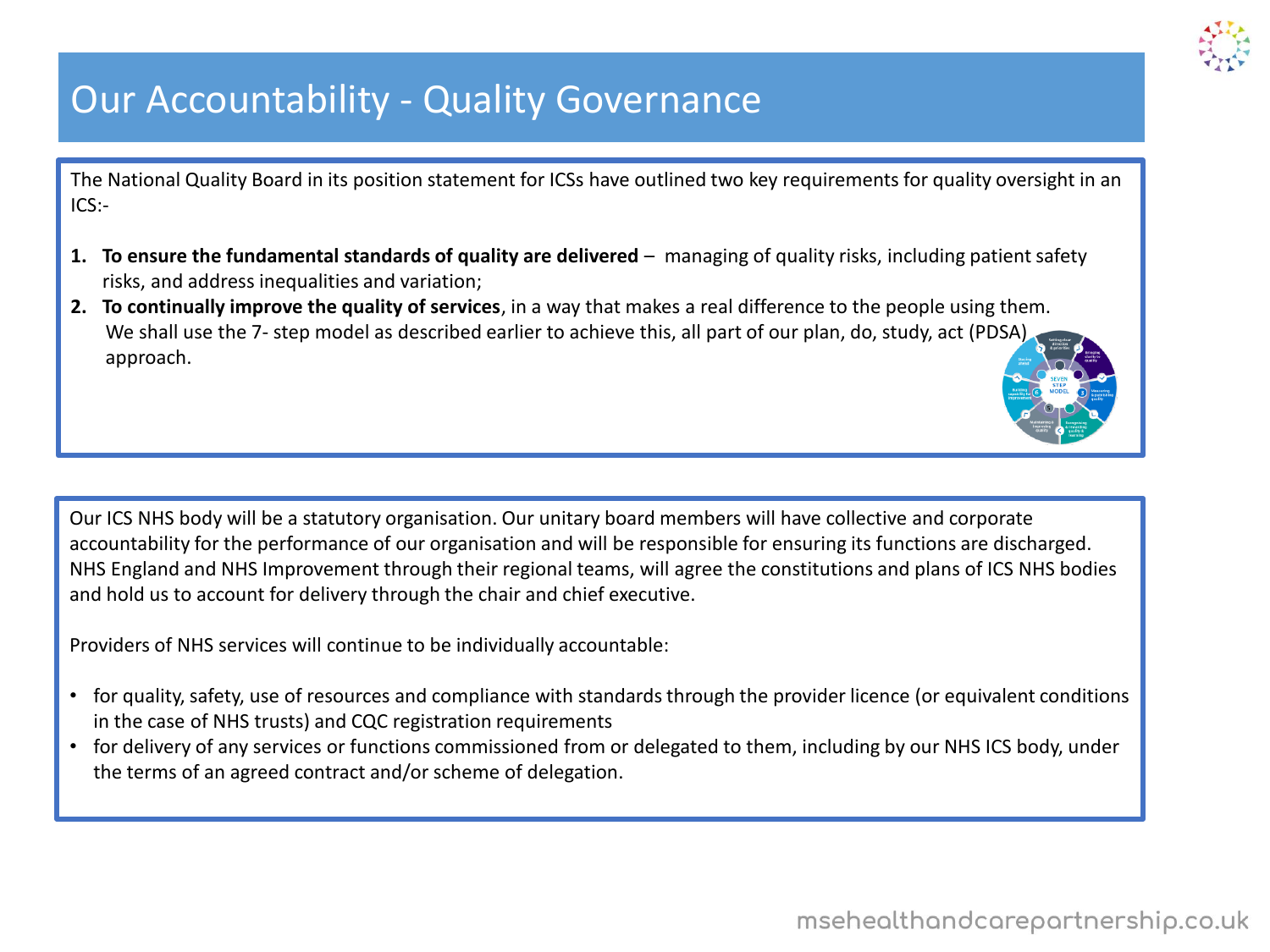# Our Accountability - Quality Governance

The National Quality Board in its position statement for ICSs have outlined two key requirements for quality oversight in an ICS:-

1. **To ensure the fundamental standards of quality are delivered** – managing of quality risks, including patient safety risks, and address inequalities and variation;
2. **To continually improve the quality of services**, in a way that makes a real difference to the people using them. We shall use the 7- step model as described earlier to achieve this, all part of our plan, do, study, act (PDSA) approach.

Our ICS NHS body will be a statutory organisation. Our unitary board members will have collective and corporate accountability for the performance of our organisation and will be responsible for ensuring its functions are discharged. NHS England and NHS Improvement through their regional teams, will agree the constitutions and plans of ICS NHS bodies and hold us to account for delivery through the chair and chief executive.

Providers of NHS services will continue to be individually accountable:

- for quality, safety, use of resources and compliance with standards through the provider licence (or equivalent conditions in the case of NHS trusts) and CQC registration requirements
- for delivery of any services or functions commissioned from or delegated to them, including by our NHS ICS body, under the terms of an agreed contract and/or scheme of delegation.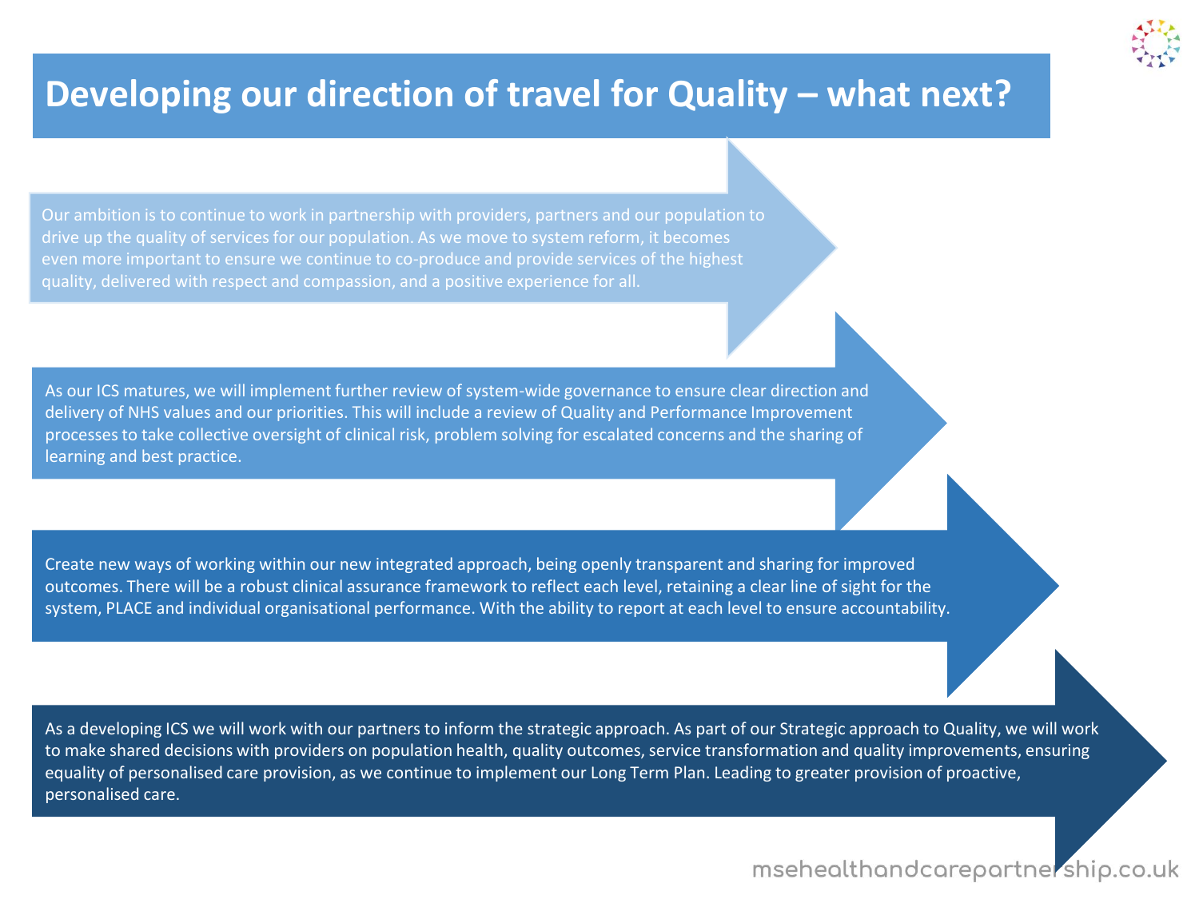# Developing our direction of travel for Quality – what next?

Our ambition is to continue to work in partnership with providers, partners and our population to drive up the quality of services for our population. As we move to system reform, it becomes even more important to ensure we continue to co-produce and provide services of the highest quality, delivered with respect and compassion, and a positive experience for all.

As our ICS matures, we will implement further review of system-wide governance to ensure clear direction and delivery of NHS values and our priorities. This will include a review of Quality and Performance Improvement processes to take collective oversight of clinical risk, problem solving for escalated concerns and the sharing of learning and best practice.

Create new ways of working within our new integrated approach, being openly transparent and sharing for improved outcomes. There will be a robust clinical assurance framework to reflect each level, retaining a clear line of sight for the system, PLACE and individual organisational performance. With the ability to report at each level to ensure accountability.

As a developing ICS we will work with our partners to inform the strategic approach. As part of our Strategic approach to Quality, we will work to make shared decisions with providers on population health, quality outcomes, service transformation and quality improvements, ensuring equality of personalised care provision, as we continue to implement our Long Term Plan. Leading to greater provision of proactive, personalised care.

msehealthandcarepartnership.co.uk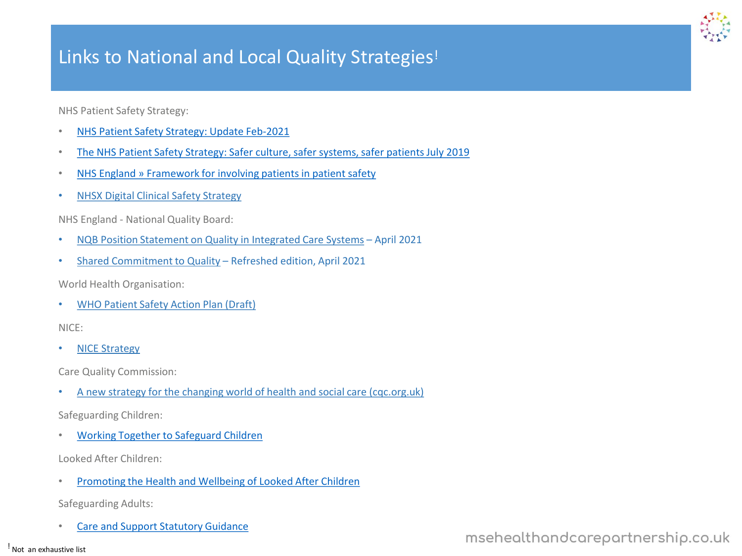# Links to National and Local Quality Strategies[!]

NHS Patient Safety Strategy:

- NHS Patient Safety Strategy: Update Feb-2021
- The NHS Patient Safety Strategy: Safer culture, safer systems, safer patients July 2019
- NHS England » Framework for involving patients in patient safety
- NHSX Digital Clinical Safety Strategy

NHS England - National Quality Board:

- NQB Position Statement on Quality in Integrated Care Systems – April 2021
- Shared Commitment to Quality – Refreshed edition, April 2021

World Health Organisation:

- WHO Patient Safety Action Plan (Draft)

NICE:

- NICE Strategy

Care Quality Commission:

- A new strategy for the changing world of health and social care (cqc.org.uk)

Safeguarding Children:

- Working Together to Safeguard Children

Looked After Children:

- Promoting the Health and Wellbeing of Looked After Children

Safeguarding Adults:

- Care and Support Statutory Guidance

[!] Not an exhaustive list

msehealthandcarepartnership.co.uk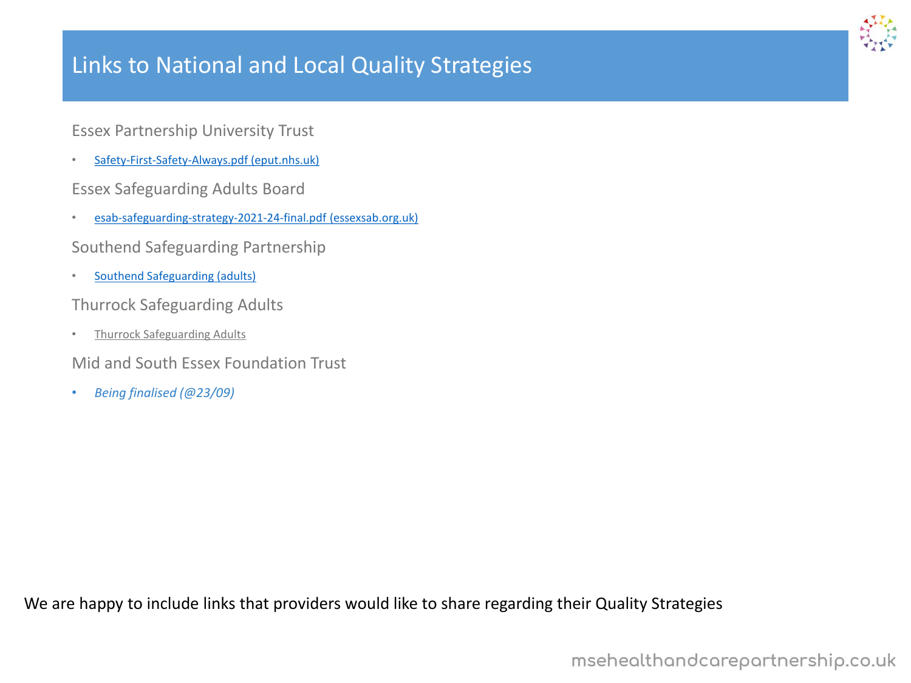# Links to National and Local Quality Strategies

Essex Partnership University Trust

- Safety-First-Safety-Always.pdf (eput.nhs.uk)

Essex Safeguarding Adults Board

- esab-safeguarding-strategy-2021-24-final.pdf (essexsab.org.uk)

Southend Safeguarding Partnership

- Southend Safeguarding (adults)

Thurrock Safeguarding Adults

- Thurrock Safeguarding Adults

Mid and South Essex Foundation Trust

- *Being finalised (@23/09)*

We are happy to include links that providers would like to share regarding their Quality Strategies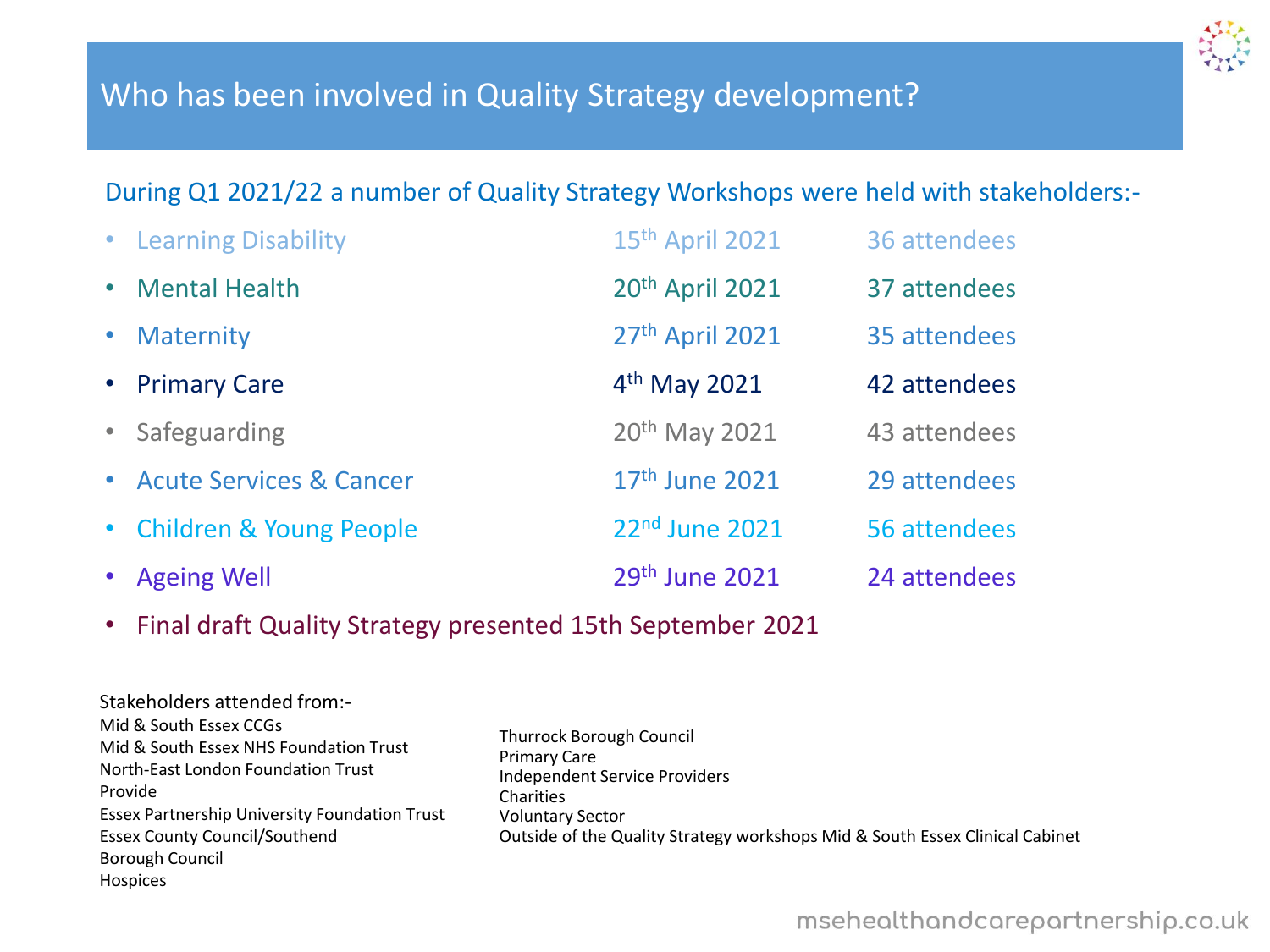# Who has been involved in Quality Strategy development?

During Q1 2021/22 a number of Quality Strategy Workshops were held with stakeholders:-

| | | |
|---|---|---|
| • Learning Disability | 15th April 2021 | 36 attendees |
| • Mental Health | 20th April 2021 | 37 attendees |
| • Maternity | 27th April 2021 | 35 attendees |
| • Primary Care | 4th May 2021 | 42 attendees |
| • Safeguarding | 20th May 2021 | 43 attendees |
| • Acute Services & Cancer | 17th June 2021 | 29 attendees |
| • Children & Young People | 22nd June 2021 | 56 attendees |
| • Ageing Well | 29th June 2021 | 24 attendees |

- Final draft Quality Strategy presented 15th September 2021

Stakeholders attended from:-

Mid & South Essex CCGs
Mid & South Essex NHS Foundation Trust
North-East London Foundation Trust
Provide
Essex Partnership University Foundation Trust
Essex County Council/Southend
Borough Council
Hospices
Thurrock Borough Council
Primary Care
Independent Service Providers
Charities
Voluntary Sector
Outside of the Quality Strategy workshops Mid & South Essex Clinical Cabinet

msehealthandcarepartnership.co.uk